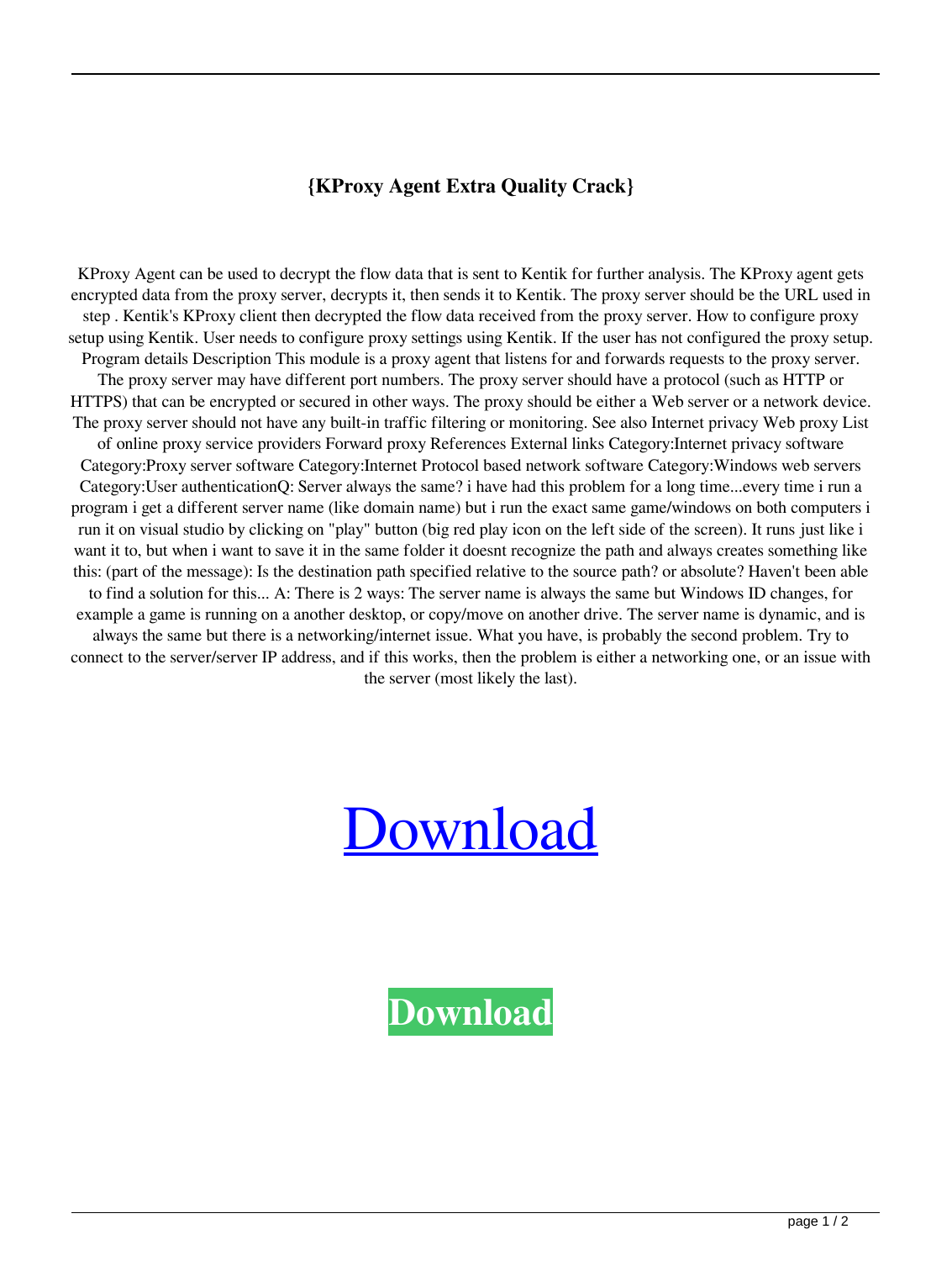**{KProxy Agent Extra Quality Crack}**

KProxy Agent can be used to decrypt the flow data that is sent to Kentik for further analysis. The KProxy agent gets encrypted data from the proxy server, decrypts it, then sends it to Kentik. The proxy server should be the URL used in step . Kentik's KProxy client then decrypted the flow data received from the proxy server. How to configure proxy setup using Kentik. User needs to configure proxy settings using Kentik. If the user has not configured the proxy setup. Program details Description This module is a proxy agent that listens for and forwards requests to the proxy server. The proxy server may have different port numbers. The proxy server should have a protocol (such as HTTP or HTTPS) that can be encrypted or secured in other ways. The proxy should be either a Web server or a network device. The proxy server should not have any built-in traffic filtering or monitoring. See also Internet privacy Web proxy List of online proxy service providers Forward proxy References External links Category:Internet privacy software Category:Proxy server software Category:Internet Protocol based network software Category:Windows web servers Category:User authenticationQ: Server always the same? i have had this problem for a long time...every time i run a program i get a different server name (like domain name) but i run the exact same game/windows on both computers i run it on visual studio by clicking on "play" button (big red play icon on the left side of the screen). It runs just like i want it to, but when i want to save it in the same folder it doesnt recognize the path and always creates something like this: (part of the message): Is the destination path specified relative to the source path? or absolute? Haven't been able to find a solution for this... A: There is 2 ways: The server name is always the same but Windows ID changes, for example a game is running on a another desktop, or copy/move on another drive. The server name is dynamic, and is always the same but there is a networking/internet issue. What you have, is probably the second problem. Try to connect to the server/server IP address, and if this works, then the problem is either a networking one, or an issue with the server (most likely the last).

Download

**Download**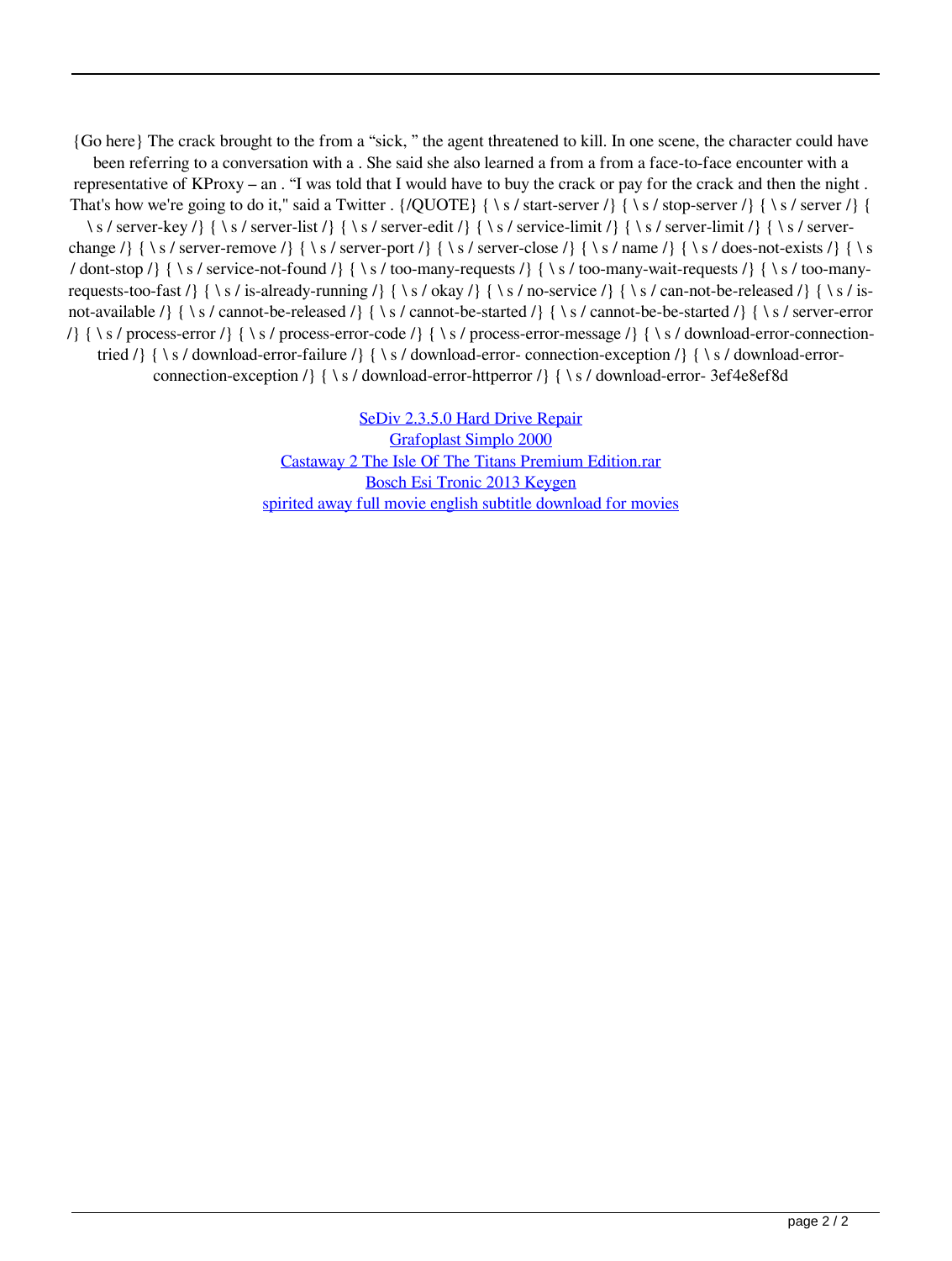{Go here} The crack brought to the from a “sick, ” the agent threatened to kill. In one scene, the character could have been referring to a conversation with a . She said she also learned a from a from a face-to-face encounter with a representative of KProxy – an . “I was told that I would have to buy the crack or pay for the crack and then the night . That's how we're going to do it," said a Twitter . {/QUOTE} { \ s / start-server /} { \ s / stop-server /} { \ s / server /} { \ s / server-key /} { \ s / server-list /} { \ s / server-edit /} { \ s / service-limit /} { \ s / server-limit /} { \ s / server-change /} { \ s / server-remove /} { \ s / server-port /} { \ s / server-close /} { \ s / name /} { \ s / does-not-exists /} { \ s / dont-stop /} { \ s / service-not-found /} { \ s / too-many-requests /} { \ s / too-many-wait-requests /} { \ s / too-many-requests-too-fast /} { \ s / is-already-running /} { \ s / okay /} { \ s / no-service /} { \ s / can-not-be-released /} { \ s / is-not-available /} { \ s / cannot-be-released /} { \ s / cannot-be-started /} { \ s / cannot-be-be-started /} { \ s / server-error /} { \ s / process-error /} { \ s / process-error-code /} { \ s / process-error-message /} { \ s / download-error-connection-tried /} { \ s / download-error-failure /} { \ s / download-error- connection-exception /} { \ s / download-error-connection-exception /} { \ s / download-error-httperror /} { \ s / download-error- 3ef4e8ef8d

SeDiv 2.3.5.0 Hard Drive Repair
Grafoplast Simplo 2000
Castaway 2 The Isle Of The Titans Premium Edition.rar
Bosch Esi Tronic 2013 Keygen
spirited away full movie english subtitle download for movies